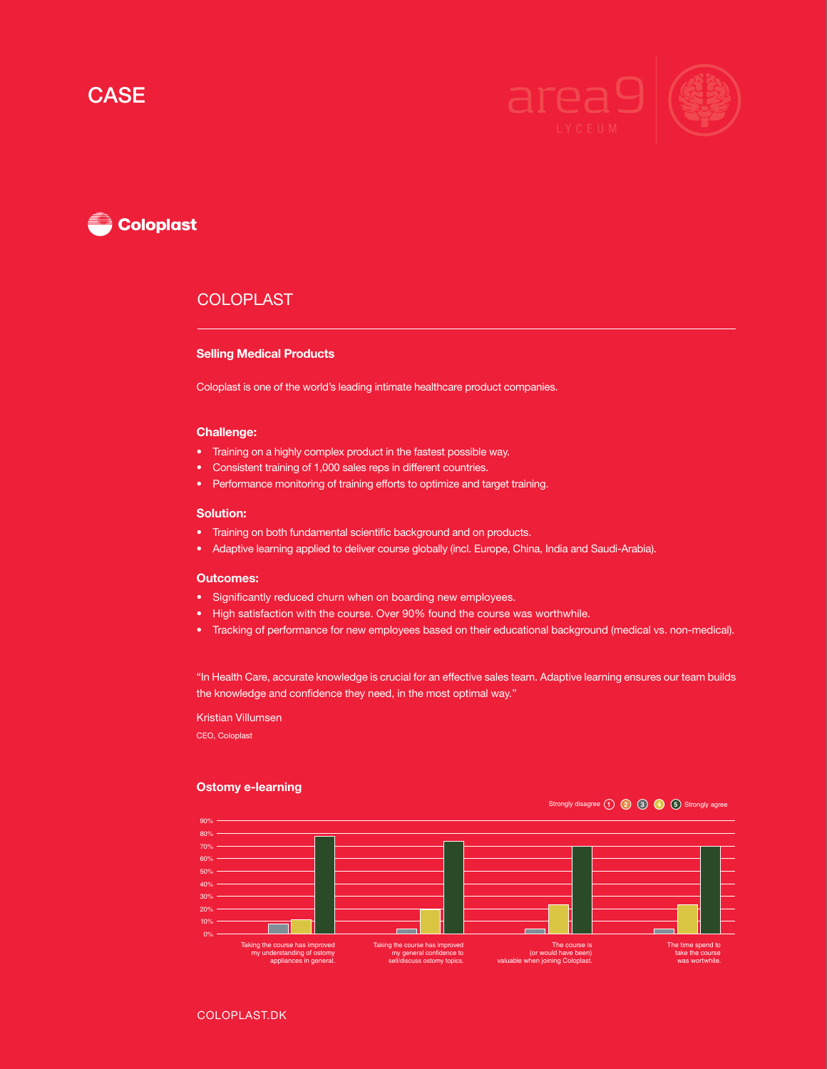CASE

area9 LYCEUM

Coloplast

## COLOPLAST

### Selling Medical Products

Coloplast is one of the world's leading intimate healthcare product companies.

### Challenge:

- Training on a highly complex product in the fastest possible way.
- Consistent training of 1,000 sales reps in different countries.
- Performance monitoring of training efforts to optimize and target training.

### Solution:

- Training on both fundamental scientific background and on products.
- Adaptive learning applied to deliver course globally (incl. Europe, China, India and Saudi-Arabia).

### Outcomes:

- Significantly reduced churn when on boarding new employees.
- High satisfaction with the course. Over 90% found the course was worthwhile.
- Tracking of performance for new employees based on their educational background (medical vs. non-medical).

"In Health Care, accurate knowledge is crucial for an effective sales team. Adaptive learning ensures our team builds the knowledge and confidence they need, in the most optimal way."

Kristian Villumsen

CEO, Coloplast

### Ostomy e-learning

Strongly disagree 1 2 3 4 5 Strongly agree

90%
80%
70%
60%
50%
40%
30%
20%
10%
0%

Taking the course has improved my understanding of ostomy appliances in general.

Taking the course has improved my general confidence to sell/discuss ostomy topics.

The course is (or would have been) valuable when joining Coloplast.

The time spend to take the course was wortwhile.

COLOPLAST.DK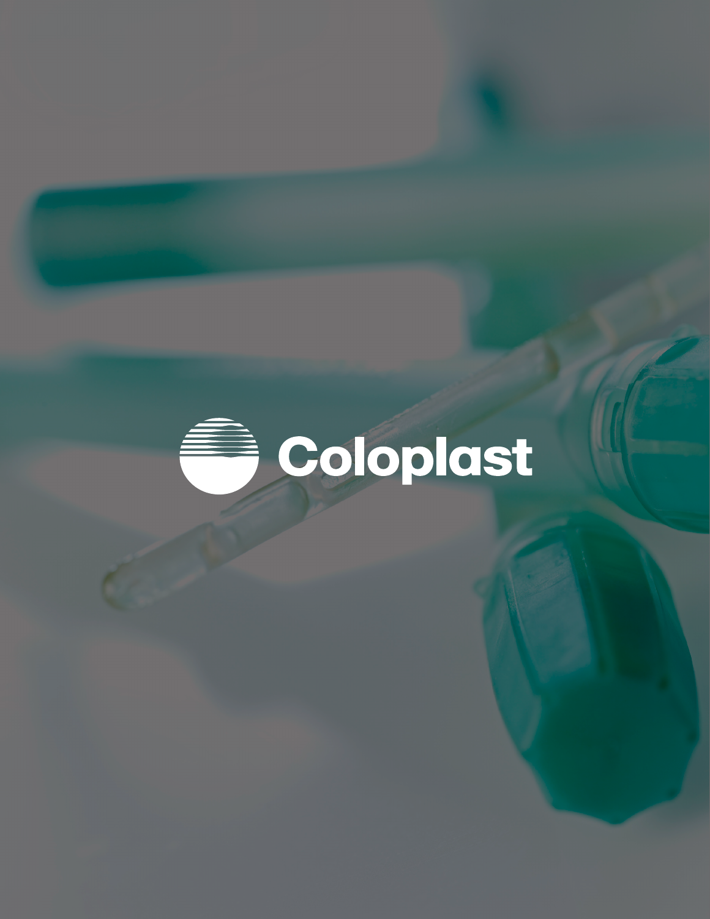Coloplast